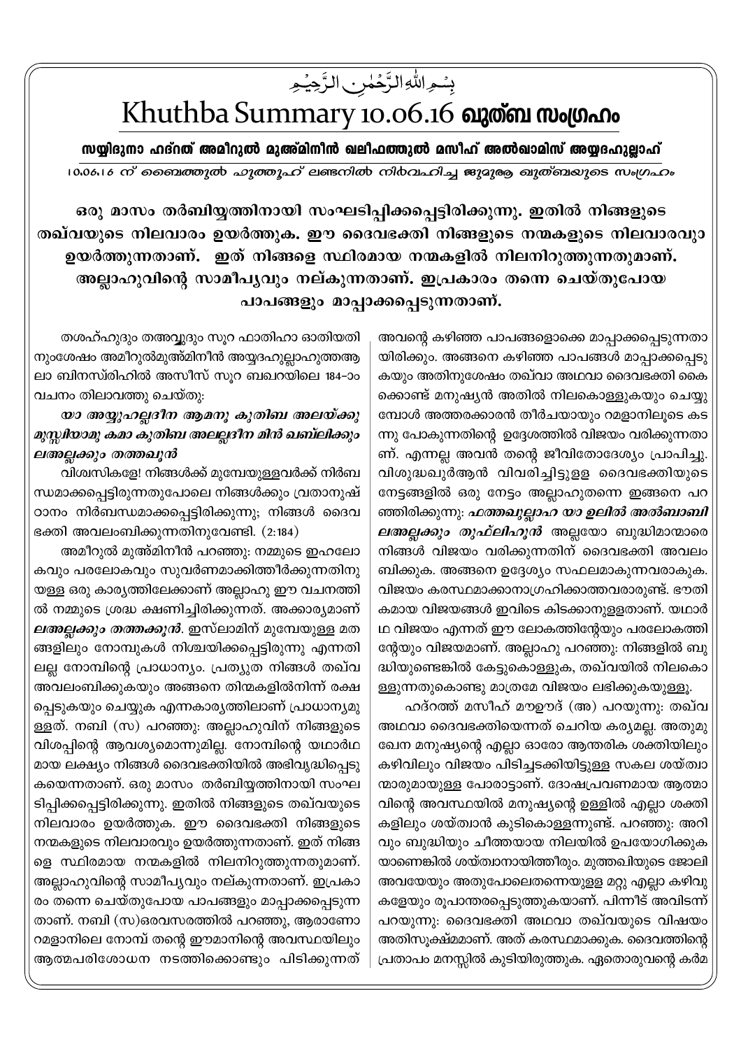بِسۡمِ اللّٰہِ الرَّحۡمٰنِ الرَّحِیۡمِ

# Khuthba Summary 10.06.16 ഖുത്ബ സംഗ്രഹം

**സയ്യിദുനാ ഹദ്റത് അമീറുൽ മുഅ്മിനീൻ ഖലീഫത്തുൽ മസീഹ് അൽഖാമിസ് അയ്യദഹുല്ലാഹ്**

*10.06.16 ന് ബൈത്തുൽ ഫുത്തൂഹ് ലണ്ടനിൽ നിർവഹിച്ച ജുമുഅ ഖുത്ബയുടെ സംഗ്രഹം*

**ഒരു മാസം തർബിയ്യത്തിനായി സംഘടിപ്പിക്കപ്പെട്ടിരിക്കുന്നു. ഇതിൽ നിങ്ങളുടെ തഖ്‌വയുടെ നിലവാരം ഉയർത്തുക. ഈ ദൈവഭക്തി നിങ്ങളുടെ നന്മകളുടെ നിലവാരവും ഉയർത്തുന്നതാണ്. ഇത് നിങ്ങളെ സ്ഥിരമായ നന്മകളിൽ നിലനിറുത്തുന്നതുമാണ്. അല്ലാഹുവിന്റെ സാമീപ്യവും നല്കുന്നതാണ്. ഇപ്രകാരം തന്നെ ചെയ്തുപോയ പാപങ്ങളും മാപ്പാക്കപ്പെടുന്നതാണ്.**

തശഹ്ഹുദും തഅവ്വുദും സൂറ ഫാതിഹാ ഓതിയതിനുംശേഷം അമീറുൽമുഅ്മിനീൻ അയ്യദഹുല്ലാഹുത്തആലാ ബിനസ്രിഹിൽ അസീസ് സൂറ ബഖറയിലെ 184-ാം വചനം തിലാവത്തു ചെയ്തു:

***യാ അയ്യുഹല്ലദീന ആമനൂ കുതിബ അലയ്ക്കു മുസ്സിയാമു കമാ കുതിബ അലല്ലദീന മിൻ ഖബ്‌ലിക്കും ലഅല്ലക്കും തത്തഖൂൻ***

വിശ്വസികളേ! നിങ്ങൾക്ക് മുമ്പേയുള്ളവർക്ക് നിർബന്ധമാക്കപ്പെട്ടിരുന്നതുപോലെ നിങ്ങൾക്കും വ്രതാനുഷ്ഠാനം നിർബന്ധമാക്കപ്പെട്ടിരിക്കുന്നു; നിങ്ങൾ ദൈവഭക്തി അവലംബിക്കുന്നതിനുവേണ്ടി. (2:184)

അമീറുൽ മുഅ്മിനീൻ പറഞ്ഞു: നമ്മുടെ ഇഹലോകവും പരലോകവും സുവർണമാക്കിത്തീർക്കുന്നതിനുള്ള ഒരു കാര്യത്തിലേക്കാണ് അല്ലാഹു ഈ വചനത്തിൽ നമ്മുടെ ശ്രദ്ധ ക്ഷണിച്ചിരിക്കുന്നത്. അക്കാര്യമാണ് ***ലഅല്ലക്കും തത്തക്കൂൻ***. ഇസ്‌ലാമിന് മുമ്പേയുള്ള മതങ്ങളിലും നോമ്പുകൾ നിശ്ചയിക്കപ്പെട്ടിരുന്നു എന്നതിലല്ല നോമ്പിന്റെ പ്രാധാന്യം. പ്രത്യുത നിങ്ങൾ തഖ്‌വ അവലംബിക്കുകയും അങ്ങനെ തിന്മകളിൽനിന്ന് രക്ഷപ്പെടുകയും ചെയ്യുക എന്നകാര്യത്തിലാണ് പ്രാധാന്യമുള്ളത്. നബി (സ) പറഞ്ഞു: അല്ലാഹുവിന് നിങ്ങളുടെ വിശപ്പിന്റെ ആവശ്യമൊന്നുമില്ല. നോമ്പിന്റെ യഥാർഥമായ ലക്ഷ്യം നിങ്ങൾ ദൈവഭക്തിയിൽ അഭിവൃദ്ധിപ്പെടുകയെന്നതാണ്. ഒരു മാസം തർബിയ്യത്തിനായി സംഘടിപ്പിക്കപ്പെട്ടിരിക്കുന്നു. ഇതിൽ നിങ്ങളുടെ തഖ്‌വയുടെ നിലവാരം ഉയർത്തുക. ഈ ദൈവഭക്തി നിങ്ങളുടെ നന്മകളുടെ നിലവാരവും ഉയർത്തുന്നതാണ്. ഇത് നിങ്ങളെ സ്ഥിരമായ നന്മകളിൽ നിലനിറുത്തുന്നതുമാണ്. അല്ലാഹുവിന്റെ സാമീപ്യവും നല്കുന്നതാണ്. ഇപ്രകാരം തന്നെ ചെയ്തുപോയ പാപങ്ങളും മാപ്പാക്കപ്പെടുന്നതാണ്. നബി (സ)ഒരവസരത്തിൽ പറഞ്ഞു, ആരാണോ റമളാനിലെ നോമ്പ് തന്റെ ഈമാനിന്റെ അവസ്ഥയിലും ആത്മപരിശോധന നടത്തിക്കൊണ്ടും പിടിക്കുന്നത് അവന്റെ കഴിഞ്ഞ പാപങ്ങളൊക്കെ മാപ്പാക്കപ്പെടുന്നതായിരിക്കും. അങ്ങനെ കഴിഞ്ഞ പാപങ്ങൾ മാപ്പാക്കപ്പെടുകയും അതിനുശേഷം തഖ്‌വാ അഥവാ ദൈവഭക്തി കൈക്കൊണ്ട് മനുഷ്യൻ അതിൽ നിലകൊള്ളുകയും ചെയ്യുമ്പോൾ അത്തരക്കാരൻ തീർചയായും റമളാനിലൂടെ കടന്നു പോകുന്നതിന്റെ ഉദ്ദേശത്തിൽ വിജയം വരിക്കുന്നതാണ്. എന്നല്ല അവൻ തന്റെ ജീവിതോദ്ദേശ്യം പ്രാപിച്ചു. വിശുദ്ധഖുർആൻ വിവരിച്ചിട്ടുള്ള ദൈവഭക്തിയുടെ നേട്ടങ്ങളിൽ ഒരു നേട്ടം അല്ലാഹുതന്നെ ഇങ്ങനെ പറഞ്ഞിരിക്കുന്നു: ***ഫത്തഖുല്ലാഹ യാ ഉലിൽ അൽബാബി ലഅല്ലക്കും തുഫ്‌ലിഹൂൻ*** അല്ലയോ ബുദ്ധിമാന്മാരെ നിങ്ങൾ വിജയം വരിക്കുന്നതിന് ദൈവഭക്തി അവലംബിക്കുക. അങ്ങനെ ഉദ്ദേശ്യം സഫലമാകുന്നവരാകുക. വിജയം കരസ്ഥമാക്കാനാഗ്രഹിക്കാത്തവരാരുണ്ട്. ഭൗതികമായ വിജയങ്ങൾ ഇവിടെ കിടക്കാനുള്ളതാണ്. യഥാർഥ വിജയം എന്നത് ഈ ലോകത്തിന്റേയും പരലോകത്തിന്റേയും വിജയമാണ്. അല്ലാഹു പറഞ്ഞു: നിങ്ങളിൽ ബുദ്ധിയുണ്ടെങ്കിൽ കേട്ടുകൊള്ളുക, തഖ്‌വയിൽ നിലകൊള്ളുന്നതുകൊണ്ടു മാത്രമേ വിജയം ലഭിക്കുകയുള്ളൂ.

ഹദ്റത്ത് മസീഹ് മൗഊദ് (അ) പറയുന്നു: തഖ്‌വ അഥവാ ദൈവഭക്തിയെന്നത് ചെറിയ കര്യമല്ല. അതുമുഖേന മനുഷ്യന്റെ എല്ലാ ഓരോ ആന്തരിക ശക്തിയിലും കഴിവിലും വിജയം പിടിച്ചടക്കിയിട്ടുള്ള സകല ശയ്ത്വാന്മാരുമായുള്ള പോരാട്ടാണ്. ദോഷപ്രവണമായ ആത്മാവിന്റെ അവസ്ഥയിൽ മനുഷ്യന്റെ ഉള്ളിൽ എല്ലാ ശക്തികളിലും ശയ്ത്വാൻ കുടികൊള്ളുന്നുണ്ട്. പറഞ്ഞു: അറിവും ബുദ്ധിയും ചീത്തയായ നിലയിൽ ഉപയോഗിക്കുകയാണെങ്കിൽ ശയ്ത്വാനായിത്തീരും. മുത്തഖിയുടെ ജോലി അവയേയും അതുപോലെതന്നെയുള്ള മറ്റു എല്ലാ കഴിവുകളേയും രൂപാന്തരപ്പെടുത്തുകയാണ്. പിന്നീട് അവിടന്ന് പറയുന്നു: ദൈവഭക്തി അഥവാ തഖ്‌വയുടെ വിഷയം അതിസൂക്ഷ്മമാണ്. അത് കരസ്ഥമാക്കുക. ദൈവത്തിന്റെ പ്രതാപം മനസ്സിൽ കുടിയിരുത്തുക. ഏതൊരുവന്റെ കർമ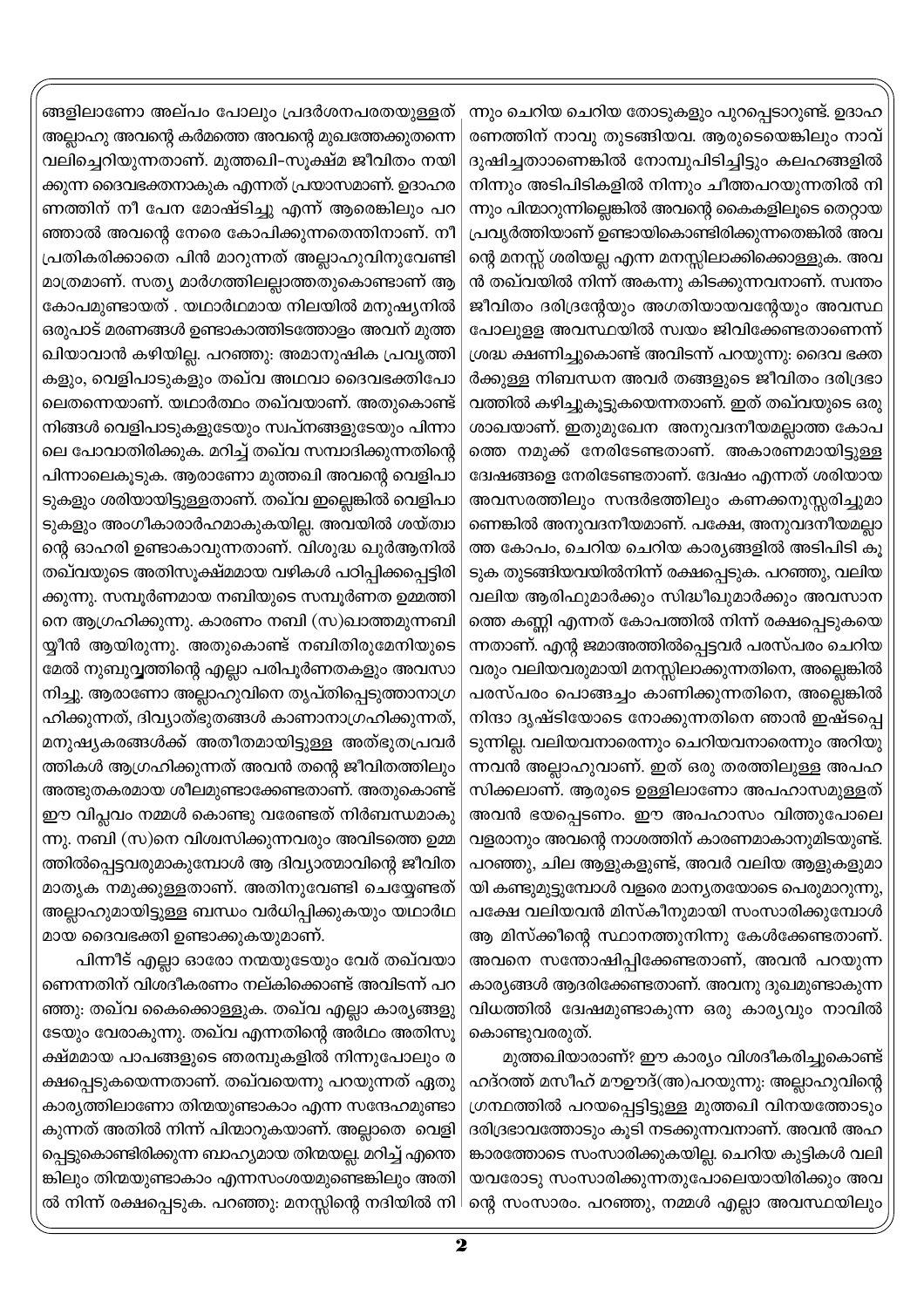ങ്ങളിലാണോ അല്പം പോലും പ്രദർശനപരതയുള്ളത് അല്ലാഹു അവന്റെ കർമത്തെ അവന്റെ മുഖത്തേക്കുതന്നെ വലിച്ചെറിയുന്നതാണ്. മുത്തഖി-സൂക്ഷ്മ ജീവിതം നയിക്കുന്ന ദൈവഭക്തനാകുക എന്നത് പ്രയാസമാണ്. ഉദാഹരണത്തിന് നീ പേന മോഷ്ടിച്ചു എന്ന് ആരെങ്കിലും പറഞ്ഞാൽ അവന്റെ നേരെ കോപിക്കുന്നതെന്തിനാണ്. നീ പ്രതികരിക്കാതെ പിൻ മാറുന്നത് അല്ലാഹുവിനുവേണ്ടി മാത്രമാണ്. സത്യ മാർഗത്തിലല്ലാത്തതുകൊണ്ടാണ് ആ കോപമുണ്ടായത് . യഥാർഥമായ നിലയിൽ മനുഷ്യനിൽ ഒരുപാട് മരണങ്ങൾ ഉണ്ടാകാത്തിടത്തോളം അവന് മുത്തഖിയാവാൻ കഴിയില്ല. പറഞ്ഞു: അമാനുഷിക പ്രവൃത്തികളും, വെളിപാടുകളും തഖ്‌വ അഥവാ ദൈവഭക്തിപോലെതന്നെയാണ്. യഥാർത്ഥം തഖ്‌വയാണ്. അതുകൊണ്ട് നിങ്ങൾ വെളിപാടുകളുടേയും സ്വപ്നങ്ങളുടേയും പിന്നാലെ പോവാതിരിക്കുക. മറിച്ച് തഖ്‌വ സമ്പാദിക്കുന്നതിന്റെ പിന്നാലെകൂടുക. ആരാണോ മുത്തഖി അവന്റെ വെളിപാടുകളും ശരിയായിട്ടുള്ളതാണ്. തഖ്‌വ ഇല്ലെങ്കിൽ വെളിപാടുകളും അംഗീകാരാർഹമാകുകയില്ല. അവയിൽ ശയ്ത്വാന്റെ ഓഹരി ഉണ്ടാകാവുന്നതാണ്. വിശുദ്ധ ഖുർആനിൽ തഖ്‌വയുടെ അതിസൂക്ഷ്മമായ വഴികൾ പഠിപ്പിക്കപ്പെട്ടിരിക്കുന്നു. സമ്പൂർണമായ നബിയുടെ സമ്പൂർണത ഉമ്മത്തിനെ ആഗ്രഹിക്കുന്നു. കാരണം നബി (സ)ഖാത്തമുന്നബിയ്യീൻ ആയിരുന്നു. അതുകൊണ്ട് നബിതിരുമേനിയുടെ മേൽ നുബുവ്വത്തിന്റെ എല്ലാ പരിപൂർണതകളും അവസാനിച്ചു. ആരാണോ അല്ലാഹുവിനെ തൃപ്തിപ്പെടുത്താനാഗ്രഹിക്കുന്നത്, ദിവ്യാത്ഭുതങ്ങൾ കാണാനാഗ്രഹിക്കുന്നത്, മനുഷ്യകരങ്ങൾക്ക് അതീതമായിട്ടുള്ള അത്ഭുതപ്രവർത്തികൾ ആഗ്രഹിക്കുന്നത് അവൻ തന്റെ ജീവിതത്തിലും അത്ഭുതകരമായ ശീലമുണ്ടാക്കേണ്ടതാണ്. അതുകൊണ്ട് ഈ വിപ്ലവം നമ്മൾ കൊണ്ടു വരേണ്ടത് നിർബന്ധമാകുന്നു. നബി (സ)നെ വിശ്വസിക്കുന്നവരും അവിടത്തെ ഉമ്മത്തിൽപ്പെട്ടവരുമാകുമ്പോൾ ആ ദിവ്യാത്മാവിന്റെ ജീവിത മാതൃക നമുക്കുള്ളതാണ്. അതിനുവേണ്ടി ചെയ്യേണ്ടത് അല്ലാഹുമായിട്ടുള്ള ബന്ധം വർധിപ്പിക്കുകയും യഥാർഥമായ ദൈവഭക്തി ഉണ്ടാക്കുകയുമാണ്.

പിന്നീട് എല്ലാ ഓരോ നന്മയുടേയും വേര് തഖ്‌വയാണെന്നതിന് വിശദീകരണം നല്കിക്കൊണ്ട് അവിടന്ന് പറഞ്ഞു: തഖ്‌വ കൈക്കൊള്ളുക. തഖ്‌വ എല്ലാ കാര്യങ്ങളുടേയും വേരാകുന്നു. തഖ്‌വ എന്നതിന്റെ അർഥം അതിസൂക്ഷ്മമായ പാപങ്ങളുടെ ഞരമ്പുകളിൽ നിന്നുപോലും രക്ഷപ്പെടുകയെന്നതാണ്. തഖ്‌വയെന്നു പറയുന്നത് ഏതു കാര്യത്തിലാണോ തിന്മയുണ്ടാകാം എന്ന സന്ദേഹമുണ്ടാകുന്നത് അതിൽ നിന്ന് പിന്മാറുകയാണ്. അല്ലാതെ വെളിപ്പെട്ടുകൊണ്ടിരിക്കുന്ന ബാഹ്യമായ തിന്മയല്ല. മറിച്ച് എന്തെങ്കിലും തിന്മയുണ്ടാകാം എന്നസംശയമുണ്ടെങ്കിലും അതിൽ നിന്ന് രക്ഷപ്പെടുക. പറഞ്ഞു: മനസ്സിന്റെ നദിയിൽ നിന്നും ചെറിയ ചെറിയ തോടുകളും പുറപ്പെടാറുണ്ട്. ഉദാഹരണത്തിന് നാവു തുടങ്ങിയവ. ആരുടെയെങ്കിലും നാവ് ദുഷിച്ചതാണെങ്കിൽ നോമ്പുപിടിച്ചിട്ടും കലഹങ്ങളിൽ നിന്നും അടിപിടികളിൽ നിന്നും ചീത്തപറയുന്നതിൽ നിന്നും പിന്മാറുന്നില്ലെങ്കിൽ അവന്റെ കൈകളിലൂടെ തെറ്റായ പ്രവൃത്തിയാണ് ഉണ്ടായികൊണ്ടിരിക്കുന്നതെങ്കിൽ അവന്റെ മനസ്സ് ശരിയല്ല എന്ന മനസ്സിലാക്കിക്കൊള്ളുക. അവൻ തഖ്‌വയിൽ നിന്ന് അകന്നു കിടക്കുന്നവനാണ്. സ്വന്തം ജീവിതം ദരിദ്രന്റേയും അഗതിയായവന്റേയും അവസ്ഥപോലുള്ള അവസ്ഥയിൽ സ്വയം ജീവിക്കേണ്ടതാണെന്ന് ശ്രദ്ധ ക്ഷണിച്ചുകൊണ്ട് അവിടന്ന് പറയുന്നു: ദൈവ ഭക്തർക്കുള്ള നിബന്ധന അവർ തങ്ങളുടെ ജീവിതം ദരിദ്രഭാവത്തിൽ കഴിച്ചുകൂട്ടുകയെന്നതാണ്. ഇത് തഖ്‌വയുടെ ഒരു ശാഖയാണ്. ഇതുമുഖേന അനുവദനീയമല്ലാത്ത കോപത്തെ നമുക്ക് നേരിടേണ്ടതാണ്. അകാരണമായിട്ടുള്ള ദ്വേഷങ്ങളെ നേരിടേണ്ടതാണ്. ദ്വേഷം എന്നത് ശരിയായ അവസരത്തിലും സന്ദർഭത്തിലും കണക്കനുസ്സരിച്ചുമാണെങ്കിൽ അനുവദനീയമാണ്. പക്ഷേ, അനുവദനീയമല്ലാത്ത കോപം, ചെറിയ ചെറിയ കാര്യങ്ങളിൽ അടിപിടി കൂടുക തുടങ്ങിയവയിൽനിന്ന് രക്ഷപ്പെടുക. പറഞ്ഞു, വലിയ വലിയ ആരിഫുമാർക്കും സിദ്ധീഖുമാർക്കും അവസാനത്തെ കണ്ണി എന്നത് കോപത്തിൽ നിന്ന് രക്ഷപ്പെടുകയെന്നതാണ്. എന്റ ജമാഅത്തിൽപ്പെട്ടവർ പരസ്പരം ചെറിയവരും വലിയവരുമായി മനസ്സിലാക്കുന്നതിനെ, അല്ലെങ്കിൽ പരസ്പരം പൊങ്ങച്ചം കാണിക്കുന്നതിനെ, അല്ലെങ്കിൽ നിന്ദാ ദൃഷ്ടിയോടെ നോക്കുന്നതിനെ ഞാൻ ഇഷ്ടപ്പെടുന്നില്ല. വലിയവനാരെന്നും ചെറിയവനാരെന്നും അറിയുന്നവൻ അല്ലാഹുവാണ്. ഇത് ഒരു തരത്തിലുള്ള അപഹസിക്കലാണ്. ആരുടെ ഉള്ളിലാണോ അപഹാസമുള്ളത് അവൻ ഭയപ്പെടണം. ഈ അപഹാസം വിത്തുപോലെ വളരാനും അവന്റെ നാശത്തിന് കാരണമാകാനുമിടയുണ്ട്. പറഞ്ഞു, ചില ആളുകളുണ്ട്, അവർ വലിയ ആളുകളുമായി കണ്ടുമുട്ടുമ്പോൾ വളരെ മാന്യതയോടെ പെരുമാറുന്നു, പക്ഷേ വലിയവൻ മിസ്കീനുമായി സംസാരിക്കുമ്പോൾ ആ മിസ്ക്കീന്റെ സ്ഥാനത്തുനിന്നു കേൾക്കേണ്ടതാണ്. അവനെ സന്തോഷിപ്പിക്കേണ്ടതാണ്, അവൻ പറയുന്ന കാര്യങ്ങൾ ആദരിക്കേണ്ടതാണ്. അവനു ദുഖമുണ്ടാകുന്ന വിധത്തിൽ ദ്വേഷമുണ്ടാകുന്ന ഒരു കാര്യവും നാവിൽ കൊണ്ടുവരരുത്.

മുത്തഖിയാരാണ്? ഈ കാര്യം വിശദീകരിച്ചുകൊണ്ട് ഹദ്റത്ത് മസീഹ് മൗഊദ്(അ)പറയുന്നു: അല്ലാഹുവിന്റെ ഗ്രന്ഥത്തിൽ പറയപ്പെട്ടിട്ടുള്ള മുത്തഖി വിനയത്തോടും ദരിദ്രഭാവത്തോടും കൂടി നടക്കുന്നവനാണ്. അവൻ അഹങ്കാരത്തോടെ സംസാരിക്കുകയില്ല. ചെറിയ കുട്ടികൾ വലിയവരോടു സംസാരിക്കുന്നതുപോലെയായിരിക്കും അവന്റെ സംസാരം. പറഞ്ഞു, നമ്മൾ എല്ലാ അവസ്ഥയിലും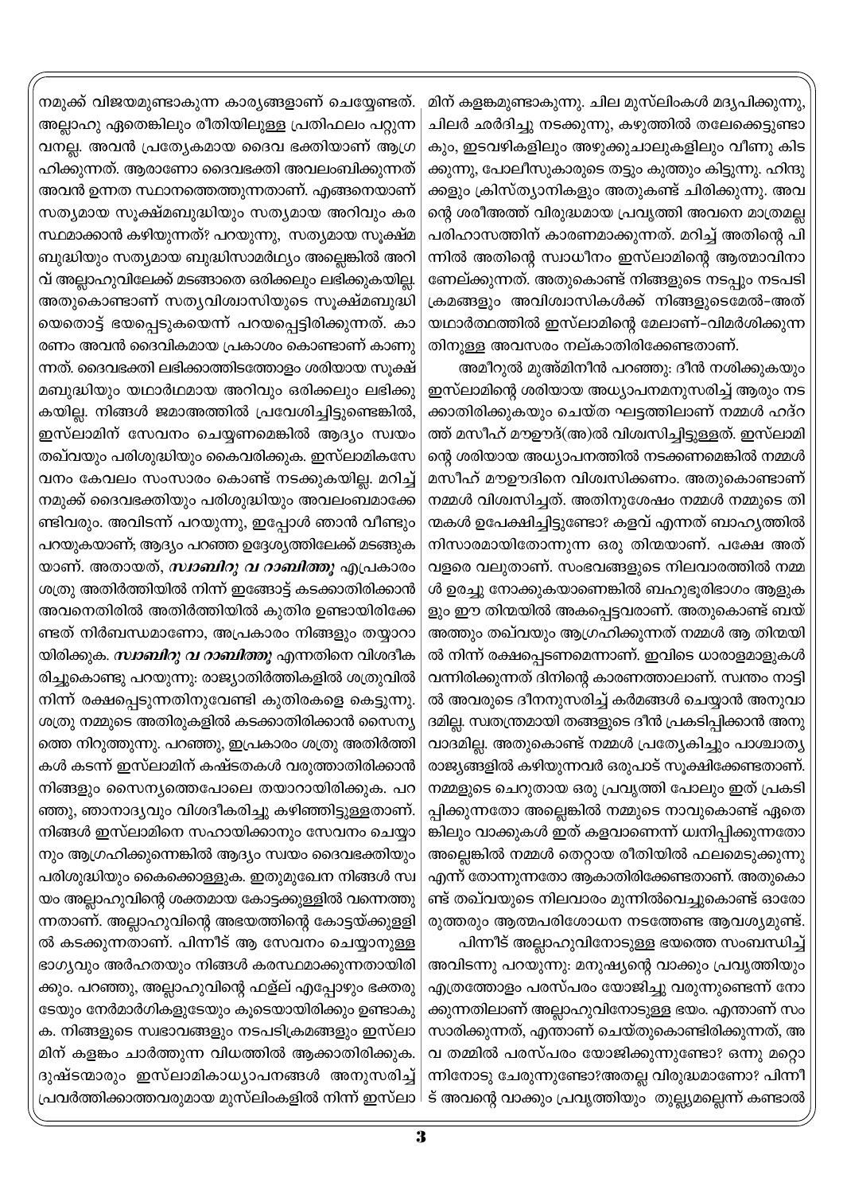നമുക്ക് വിജയമുണ്ടാകുന്ന കാര്യങ്ങളാണ് ചെയ്യേണ്ടത്. അല്ലാഹു ഏതെങ്കിലും രീതിയിലുള്ള പ്രതിഫലം പറ്റുന്നവനല്ല. അവൻ പ്രത്യേകമായ ദൈവ ഭക്തിയാണ് ആഗ്രഹിക്കുന്നത്. ആരാണോ ദൈവഭക്തി അവലംബിക്കുന്നത് അവൻ ഉന്നത സ്ഥാനത്തെത്തുന്നതാണ്. എങ്ങനെയാണ് സത്യമായ സൂക്ഷ്മബുദ്ധിയും സത്യമായ അറിവും കരസ്ഥമാക്കാൻ കഴിയുന്നത്? പറയുന്നു, സത്യമായ സൂക്ഷ്മബുദ്ധിയും സത്യമായ ബുദ്ധിസാമർഥ്യം അല്ലെങ്കിൽ അറിവ് അല്ലാഹുവിലേക്ക് മടങ്ങാതെ ഒരിക്കലും ലഭിക്കുകയില്ല. അതുകൊണ്ടാണ് സത്യവിശ്വാസിയുടെ സൂക്ഷ്മബുദ്ധിയെതൊട്ട് ഭയപ്പെടുകയെന്ന് പറയപ്പെട്ടിരിക്കുന്നത്. കാരണം അവൻ ദൈവികമായ പ്രകാശം കൊണ്ടാണ് കാണുന്നത്. ദൈവഭക്തി ലഭിക്കാത്തിടത്തോളം ശരിയായ സൂക്ഷ്മബുദ്ധിയും യഥാർഥമായ അറിവും ഒരിക്കലും ലഭിക്കുകയില്ല. നിങ്ങൾ ജമാഅത്തിൽ പ്രവേശിച്ചിട്ടുണ്ടെങ്കിൽ, ഇസ്‌ലാമിന് സേവനം ചെയ്യണമെങ്കിൽ ആദ്യം സ്വയം തഖ്‌വയും പരിശുദ്ധിയും കൈവരിക്കുക. ഇസ്‌ലാമികസേവനം കേവലം സംസാരം കൊണ്ട് നടക്കുകയില്ല. മറിച്ച് നമുക്ക് ദൈവഭക്തിയും പരിശുദ്ധിയും അവലംബമാക്കേണ്ടിവരും. അവിടന്ന് പറയുന്നു, ഇപ്പോൾ ഞാൻ വീണ്ടും പറയുകയാണ്; ആദ്യം പറഞ്ഞ ഉദ്ദേശ്യത്തിലേക്ക് മടങ്ങുകയാണ്. അതായത്, ***സ്വാബിറൂ വ റാബിത്തൂ*** എപ്രകാരം ശത്രു അതിർത്തിയിൽ നിന്ന് ഇങ്ങോട്ട് കടക്കാതിരിക്കാൻ അവനെതിരിൽ അതിർത്തിയിൽ കുതിര ഉണ്ടായിരിക്കേണ്ടത് നിർബന്ധമാണോ, അപ്രകാരം നിങ്ങളും തയ്യാറായിരിക്കുക. ***സ്വാബിറൂ വ റാബിത്തൂ*** എന്നതിനെ വിശദീകരിച്ചുകൊണ്ടു പറയുന്നു: രാജ്യാതിർത്തികളിൽ ശത്രുവിൽ നിന്ന് രക്ഷപ്പെടുന്നതിനുവേണ്ടി കുതിരകളെ കെട്ടുന്നു. ശത്രു നമ്മുടെ അതിരുകളിൽ കടക്കാതിരിക്കാൻ സൈന്യത്തെ നിറുത്തുന്നു. പറഞ്ഞു, ഇപ്രകാരം ശത്രു അതിർത്തികൾ കടന്ന് ഇസ്‌ലാമിന് കഷ്ടതകൾ വരുത്താതിരിക്കാൻ നിങ്ങളും സൈന്യത്തെപോലെ തയാറായിരിക്കുക. പറഞ്ഞു, ഞാനാദ്യവും വിശദീകരിച്ചു കഴിഞ്ഞിട്ടുള്ളതാണ്. നിങ്ങൾ ഇസ്‌ലാമിനെ സഹായിക്കാനും സേവനം ചെയ്യാനും ആഗ്രഹിക്കുന്നെങ്കിൽ ആദ്യം സ്വയം ദൈവഭക്തിയും പരിശുദ്ധിയും കൈക്കൊള്ളുക. ഇതുമുഖേന നിങ്ങൾ സ്വയം അല്ലാഹുവിന്റെ ശക്തമായ കോട്ടക്കുള്ളിൽ വന്നെത്തുന്നതാണ്. അല്ലാഹുവിന്റെ അഭയത്തിന്റെ കോട്ടയ്ക്കുള്ളിൽ കടക്കുന്നതാണ്. പിന്നീട് ആ സേവനം ചെയ്യാനുള്ള ഭാഗ്യവും അർഹതയും നിങ്ങൾ കരസ്ഥമാക്കുന്നതായിരിക്കും. പറഞ്ഞു, അല്ലാഹുവിന്റെ ഫള്ല് എപ്പോഴും ഭക്തരുടേയും നേർമാർഗികളുടേയും കൂടെയായിരിക്കും ഉണ്ടാകുക. നിങ്ങളുടെ സ്വഭാവങ്ങളും നടപടിക്രമങ്ങളും ഇസ്‌ലാമിന് കളങ്കം ചാർത്തുന്ന വിധത്തിൽ ആക്കാതിരിക്കുക. ദുഷ്ടന്മാരും ഇസ്‌ലാമികാധ്യാപനങ്ങൾ അനുസരിച്ച് പ്രവർത്തിക്കാത്തവരുമായ മുസ്‌ലിംകളിൽ നിന്ന് ഇസ്‌ലാമിന് കളങ്കമുണ്ടാകുന്നു. ചില മുസ്‌ലിംകൾ മദ്യപിക്കുന്നു, ചിലർ ഛർദിച്ചു നടക്കുന്നു, കഴുത്തിൽ തലക്കെട്ടുണ്ടാകും, ഇടവഴികളിലും അഴുക്കുചാലുകളിലും വീണു കിടക്കുന്നു, പോലീസുകാരുടെ തട്ടും കുത്തും കിട്ടുന്നു. ഹിന്ദുക്കളും ക്രിസ്ത്യാനികളും അതുകണ്ട് ചിരിക്കുന്നു. അവന്റെ ശരീഅത്ത് വിരുദ്ധമായ പ്രവൃത്തി അവനെ മാത്രമല്ല പരിഹാസത്തിന് കാരണമാക്കുന്നത്. മറിച്ച് അതിന്റെ പിന്നിൽ അതിന്റെ സ്വാധീനം ഇസ്‌ലാമിന്റെ ആത്മാവിനാണേല്ക്കുന്നത്. അതുകൊണ്ട് നിങ്ങളുടെ നടപ്പും നടപടിക്രമങ്ങളും അവിശ്വാസികൾക്ക് നിങ്ങളുടെമേൽ-അത് യഥാർത്ഥത്തിൽ ഇസ്‌ലാമിന്റെ മേലാണ്-വിമർശിക്കുന്നതിനുള്ള അവസരം നല്കാതിരിക്കേണ്ടതാണ്.

അമീറുൽ മുഅ്മിനീൻ പറഞ്ഞു: ദീൻ നശിക്കുകയും ഇസ്‌ലാമിന്റെ ശരിയായ അധ്യാപനമനുസരിച്ച് ആരും നടക്കാതിരിക്കുകയും ചെയ്ത ഘട്ടത്തിലാണ് നമ്മൾ ഹദ്റത്ത് മസീഹ് മൗഊദ്(അ)ൽ വിശ്വസിച്ചിട്ടുള്ളത്. ഇസ്‌ലാമിന്റെ ശരിയായ അധ്യാപനത്തിൽ നടക്കണമെങ്കിൽ നമ്മൾ മസീഹ് മൗഊദിനെ വിശ്വസിക്കണം. അതുകൊണ്ടാണ് നമ്മൾ വിശ്വസിച്ചത്. അതിനുശേഷം നമ്മൾ നമ്മുടെ തിന്മകൾ ഉപേക്ഷിച്ചിട്ടുണ്ടോ? കളവ് എന്നത് ബാഹ്യത്തിൽ നിസാരമായിതോന്നുന്ന ഒരു തിന്മയാണ്. പക്ഷേ അത് വളരെ വലുതാണ്. സംഭവങ്ങളുടെ നിലവാരത്തിൽ നമ്മൾ ഉരച്ചു നോക്കുകയാണെങ്കിൽ ബഹുഭൂരിഭാഗം ആളുകളും ഈ തിന്മയിൽ അകപ്പെട്ടവരാണ്. അതുകൊണ്ട് ബയ്അത്തും തഖ്‌വയും ആഗ്രഹിക്കുന്നത് നമ്മൾ ആ തിന്മയിൽ നിന്ന് രക്ഷപ്പെടണമെന്നാണ്. ഇവിടെ ധാരാളമാളുകൾ വന്നിരിക്കുന്നത് ദിനിന്റെ കാരണത്താലാണ്. സ്വന്തം നാട്ടിൽ അവരുടെ ദീനനുസരിച്ച് കർമങ്ങൾ ചെയ്യാൻ അനുവാദമില്ല. സ്വതന്ത്രമായി തങ്ങളുടെ ദീൻ പ്രകടിപ്പിക്കാൻ അനുവാദമില്ല. അതുകൊണ്ട് നമ്മൾ പ്രത്യേകിച്ചും പാശ്ചാത്യ രാജ്യങ്ങളിൽ കഴിയുന്നവർ ഒരുപാട് സൂക്ഷിക്കേണ്ടതാണ്. നമ്മളുടെ ചെറുതായ ഒരു പ്രവൃത്തി പോലും ഇത് പ്രകടിപ്പിക്കുന്നതോ അല്ലെങ്കിൽ നമ്മുടെ നാവുകൊണ്ട് ഏതെങ്കിലും വാക്കുകൾ ഇത് കളവാണെന്ന് ധ്വനിപ്പിക്കുന്നതോ അല്ലെങ്കിൽ നമ്മൾ തെറ്റായ രീതിയിൽ ഫലമെടുക്കുന്നു എന്ന് തോന്നുന്നതോ ആകാതിരിക്കേണ്ടതാണ്. അതുകൊണ്ട് തഖ്‌വയുടെ നിലവാരം മുന്നിൽവെച്ചുകൊണ്ട് ഓരോരുത്തരും ആത്മപരിശോധന നടത്തേണ്ട ആവശ്യമുണ്ട്.

പിന്നീട് അല്ലാഹുവിനോടുള്ള ഭയത്തെ സംബന്ധിച്ച് അവിടന്നു പറയുന്നു: മനുഷ്യന്റെ വാക്കും പ്രവൃത്തിയും എത്രത്തോളം പരസ്പരം യോജിച്ചു വരുന്നുണ്ടെന്ന് നോക്കുന്നതിലാണ് അല്ലാഹുവിനോടുള്ള ഭയം. എന്താണ് സംസാരിക്കുന്നത്, എന്താണ് ചെയ്തുകൊണ്ടിരിക്കുന്നത്, അവ തമ്മിൽ പരസ്പരം യോജിക്കുന്നുണ്ടോ? ഒന്നു മറ്റൊന്നിനോടു ചേരുന്നുണ്ടോ?അതല്ല വിരുദ്ധമാണോ? പിന്നീട് അവന്റെ വാക്കും പ്രവൃത്തിയും തുല്ല്യമല്ലെന്ന് കണ്ടാൽ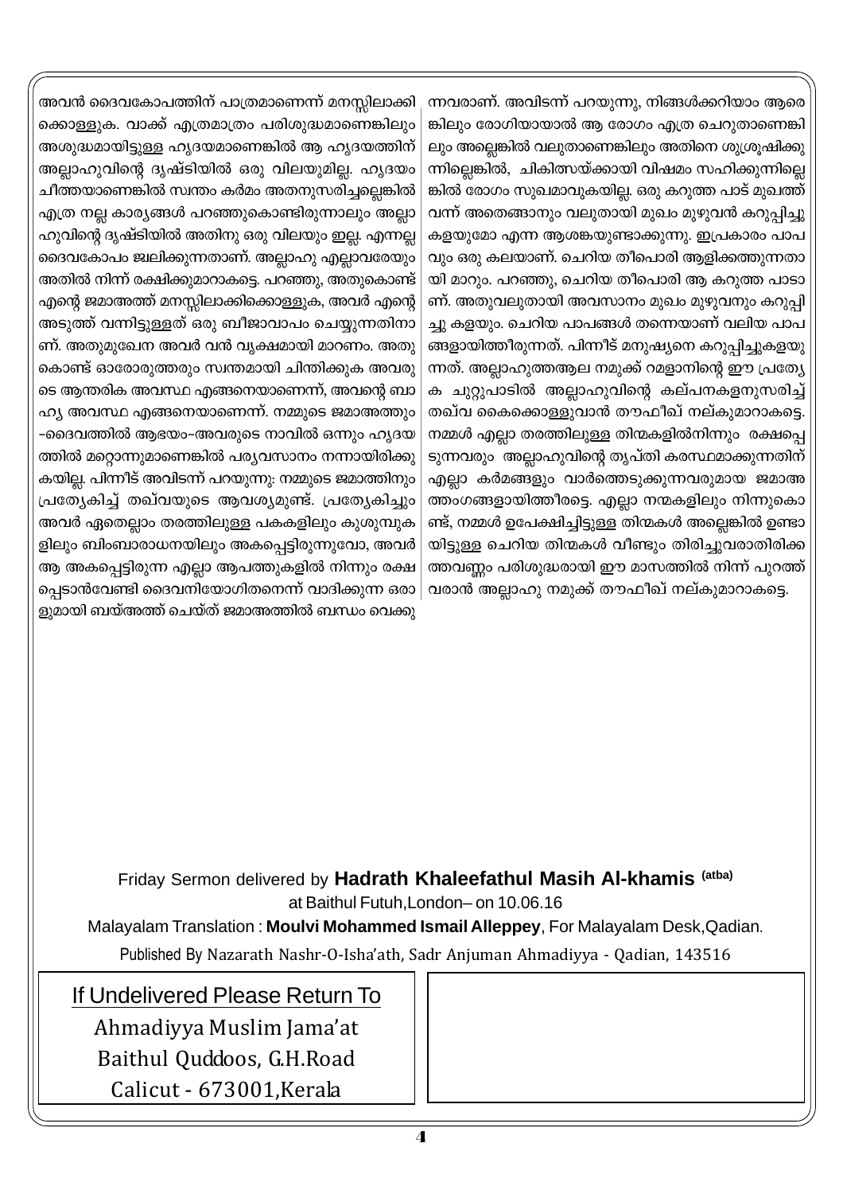അവൻ ദൈവകോപത്തിന് പാത്രമാണെന്ന് മനസ്സിലാക്കിക്കൊള്ളുക. വാക്ക് എത്രമാത്രം പരിശുദ്ധമാണെങ്കിലും അശുദ്ധമായിട്ടുള്ള ഹൃദയമാണെങ്കിൽ ആ ഹൃദയത്തിന് അല്ലാഹുവിന്റെ ദൃഷ്ടിയിൽ ഒരു വിലയുമില്ല. ഹൃദയം ചീത്തയാണെങ്കിൽ സ്വന്തം കർമം അതനുസരിച്ചല്ലെങ്കിൽ എത്ര നല്ല കാര്യങ്ങൾ പറഞ്ഞുകൊണ്ടിരുന്നാലും അല്ലാഹുവിന്റെ ദൃഷ്ടിയിൽ അതിനു ഒരു വിലയും ഇല്ല. എന്നല്ല ദൈവകോപം ജ്വലിക്കുന്നതാണ്. അല്ലാഹു എല്ലാവരേയും അതിൽ നിന്ന് രക്ഷിക്കുമാറാകട്ടെ. പറഞ്ഞു, അതുകൊണ്ട് എന്റെ ജമാഅത്ത് മനസ്സിലാക്കിക്കൊള്ളുക, അവർ എന്റെ അടുത്ത് വന്നിട്ടുള്ളത് ഒരു ബീജാവാപം ചെയ്യുന്നതിനാണ്. അതുമുഖേന അവർ വൻ വൃക്ഷമായി മാറണം. അതുകൊണ്ട് ഓരോരുത്തരും സ്വന്തമായി ചിന്തിക്കുക അവരുടെ ആന്തരിക അവസ്ഥ എങ്ങനെയാണെന്ന്, അവന്റെ ബാഹ്യ അവസ്ഥ എങ്ങനെയാണെന്ന്. നമ്മുടെ ജമാഅത്തും -ദൈവത്തിൽ ആഭയം-അവരുടെ നാവിൽ ഒന്നും ഹൃദയത്തിൽ മറ്റൊന്നുമാണെങ്കിൽ പര്യവസാനം നന്നായിരിക്കുകയില്ല. പിന്നീട് അവിടന്ന് പറയുന്നു: നമ്മുടെ ജമാത്തിനും പ്രത്യേകിച്ച് തൗബയുടെ ആവശ്യമുണ്ട്. പ്രത്യേകിച്ചും അവർ ഏതെല്ലാം തരത്തിലുള്ള പകകളിലും കുശുമ്പുകളിലും ബിംബാരാധനയിലും അകപ്പെട്ടിരുന്നുവോ, അവർ ആ അകപ്പെട്ടിരുന്ന എല്ലാ ആപത്തുകളിൽ നിന്നും രക്ഷപ്പെടാൻവേണ്ടി ദൈവനിയോഗിതനെന്ന് വാദിക്കുന്ന ഒരാളുമായി ബയ്അത്ത് ചെയ്ത് ജമാഅത്തിൽ ബന്ധം വെക്കുന്നവരാണ്. അവിടന്ന് പറയുന്നു, നിങ്ങൾക്കറിയാം ആരെങ്കിലും രോഗിയായാൽ ആ രോഗം എത്ര ചെറുതാണെങ്കിലും അല്ലെങ്കിൽ വലുതാണെങ്കിലും അതിനെ ശുശ്രൂഷിക്കുന്നില്ലെങ്കിൽ, ചികിത്സയ്ക്കായി വിഷമം സഹിക്കുന്നില്ലെങ്കിൽ രോഗം സുഖമാവുകയില്ല. ഒരു കറുത്ത പാട് മുഖത്ത് വന്ന് അതെങ്ങാനും വലുതായി മുഖം മുഴുവൻ കറുപ്പിച്ചുകളയുമോ എന്ന ആശങ്കയുണ്ടാക്കുന്നു. ഇപ്രകാരം പാപവും ഒരു കലയാണ്. ചെറിയ തീപൊരി ആളിക്കത്തുന്നതായി മാറും. പറഞ്ഞു, ചെറിയ തീപൊരി ആ കറുത്ത പാടാണ്. അതുവലുതായി അവസാനം മുഖം മുഴുവനും കറുപ്പിച്ചു കളയും. ചെറിയ പാപങ്ങൾ തന്നെയാണ് വലിയ പാപങ്ങളായിത്തീരുന്നത്. പിന്നീട് മനുഷ്യനെ കറുപ്പിച്ചുകളയുന്നത്. അല്ലാഹുത്തആല നമുക്ക് റമളാനിന്റെ ഈ പ്രത്യേക ചുറ്റുപാടിൽ അല്ലാഹുവിന്റെ കല്പനകളനുസരിച്ച് തൗബ കൈക്കൊള്ളുവാൻ തൗഫീഖ് നല്കുമാറാകട്ടെ. നമ്മൾ എല്ലാ തരത്തിലുള്ള തിന്മകളിൽനിന്നും രക്ഷപ്പെടുന്നവരും അല്ലാഹുവിന്റെ തൃപ്തി കരസ്ഥമാക്കുന്നതിന് എല്ലാ കർമങ്ങളും വാർത്തെടുക്കുന്നവരുമായ ജമാഅത്തംഗങ്ങളായിത്തീരട്ടെ. എല്ലാ നന്മകളിലും നിന്നുകൊണ്ട്, നമ്മൾ ഉപേക്ഷിച്ചിട്ടുള്ള തിന്മകൾ അല്ലെങ്കിൽ ഉണ്ടായിട്ടുള്ള ചെറിയ തിന്മകൾ വീണ്ടും തിരിച്ചുവരാതിരിക്കത്തവണ്ണം പരിശുദ്ധരായി ഈ മാസത്തിൽ നിന്ന് പുറത്ത് വരാൻ അല്ലാഹു നമുക്ക് തൗഫീഖ് നല്കുമാറാകട്ടെ.

Friday Sermon delivered by **Hadrath Khaleefathul Masih Al-khamis** (atba)
at Baithul Futuh,London– on 10.06.16

Malayalam Translation : **Moulvi Mohammed Ismail Alleppey**, For Malayalam Desk,Qadian.

Published By Nazarath Nashr-O-Isha'ath, Sadr Anjuman Ahmadiyya - Qadian, 143516

If Undelivered Please Return To
Ahmadiyya Muslim Jama'at
Baithul Quddoos, G.H.Road
Calicut - 673001,Kerala